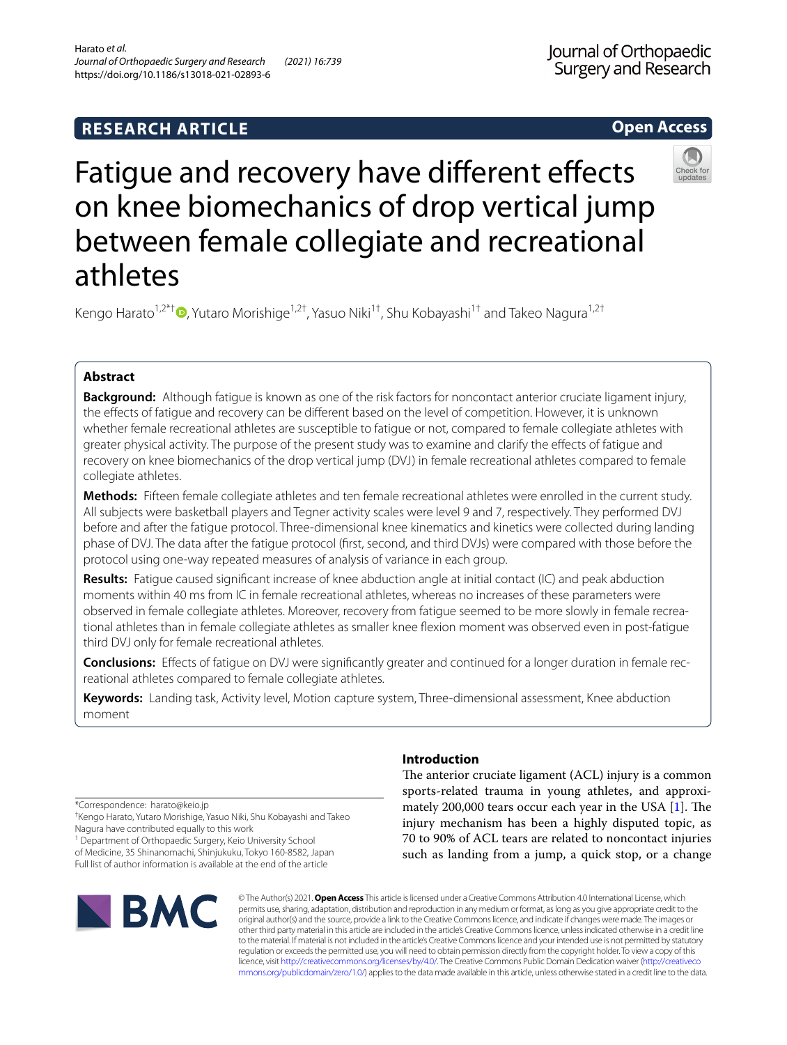RESEARCH ARTICLE

Open Access

# Fatigue and recovery have different effects on knee biomechanics of drop vertical jump between female collegiate and recreational athletes

Kengo Harato[1,2*†], Yutaro Morishige[1,2†], Yasuo Niki[1†], Shu Kobayashi[1†] and Takeo Nagura[1,2†]

## Abstract

**Background:** Although fatigue is known as one of the risk factors for noncontact anterior cruciate ligament injury, the effects of fatigue and recovery can be different based on the level of competition. However, it is unknown whether female recreational athletes are susceptible to fatigue or not, compared to female collegiate athletes with greater physical activity. The purpose of the present study was to examine and clarify the effects of fatigue and recovery on knee biomechanics of the drop vertical jump (DVJ) in female recreational athletes compared to female collegiate athletes.

**Methods:** Fifteen female collegiate athletes and ten female recreational athletes were enrolled in the current study. All subjects were basketball players and Tegner activity scales were level 9 and 7, respectively. They performed DVJ before and after the fatigue protocol. Three-dimensional knee kinematics and kinetics were collected during landing phase of DVJ. The data after the fatigue protocol (first, second, and third DVJs) were compared with those before the protocol using one-way repeated measures of analysis of variance in each group.

**Results:** Fatigue caused significant increase of knee abduction angle at initial contact (IC) and peak abduction moments within 40 ms from IC in female recreational athletes, whereas no increases of these parameters were observed in female collegiate athletes. Moreover, recovery from fatigue seemed to be more slowly in female recreational athletes than in female collegiate athletes as smaller knee flexion moment was observed even in post-fatigue third DVJ only for female recreational athletes.

**Conclusions:** Effects of fatigue on DVJ were significantly greater and continued for a longer duration in female recreational athletes compared to female collegiate athletes.

**Keywords:** Landing task, Activity level, Motion capture system, Three-dimensional assessment, Knee abduction moment

*Correspondence: harato@keio.jp

†Kengo Harato, Yutaro Morishige, Yasuo Niki, Shu Kobayashi and Takeo Nagura have contributed equally to this work

[1] Department of Orthopaedic Surgery, Keio University School of Medicine, 35 Shinanomachi, Shinjuku, Tokyo 160-8582, Japan

Full list of author information is available at the end of the article

## Introduction

The anterior cruciate ligament (ACL) injury is a common sports-related trauma in young athletes, and approximately 200,000 tears occur each year in the USA [1]. The injury mechanism has been a highly disputed topic, as 70 to 90% of ACL tears are related to noncontact injuries such as landing from a jump, a quick stop, or a change

© The Author(s) 2021. **Open Access** This article is licensed under a Creative Commons Attribution 4.0 International License, which permits use, sharing, adaptation, distribution and reproduction in any medium or format, as long as you give appropriate credit to the original author(s) and the source, provide a link to the Creative Commons licence, and indicate if changes were made. The images or other third party material in this article are included in the article's Creative Commons licence, unless indicated otherwise in a credit line to the material. If material is not included in the article's Creative Commons licence and your intended use is not permitted by statutory regulation or exceeds the permitted use, you will need to obtain permission directly from the copyright holder. To view a copy of this licence, visit http://creativecommons.org/licenses/by/4.0/. The Creative Commons Public Domain Dedication waiver (http://creativecommons.org/publicdomain/zero/1.0/) applies to the data made available in this article, unless otherwise stated in a credit line to the data.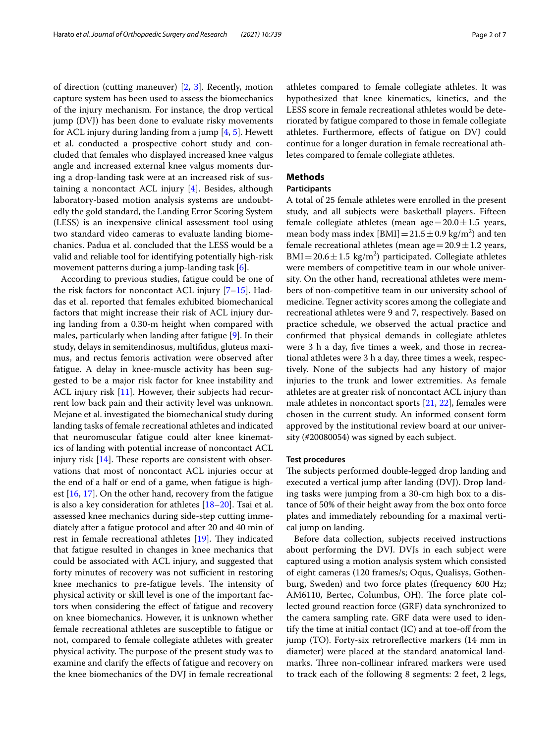of direction (cutting maneuver) [2, 3]. Recently, motion capture system has been used to assess the biomechanics of the injury mechanism. For instance, the drop vertical jump (DVJ) has been done to evaluate risky movements for ACL injury during landing from a jump [4, 5]. Hewett et al. conducted a prospective cohort study and concluded that females who displayed increased knee valgus angle and increased external knee valgus moments during a drop-landing task were at an increased risk of sustaining a noncontact ACL injury [4]. Besides, although laboratory-based motion analysis systems are undoubtedly the gold standard, the Landing Error Scoring System (LESS) is an inexpensive clinical assessment tool using two standard video cameras to evaluate landing biomechanics. Padua et al. concluded that the LESS would be a valid and reliable tool for identifying potentially high-risk movement patterns during a jump-landing task [6].

According to previous studies, fatigue could be one of the risk factors for noncontact ACL injury [7–15]. Haddas et al. reported that females exhibited biomechanical factors that might increase their risk of ACL injury during landing from a 0.30-m height when compared with males, particularly when landing after fatigue [9]. In their study, delays in semitendinosus, multifidus, gluteus maximus, and rectus femoris activation were observed after fatigue. A delay in knee-muscle activity has been suggested to be a major risk factor for knee instability and ACL injury risk [11]. However, their subjects had recurrent low back pain and their activity level was unknown. Mejane et al. investigated the biomechanical study during landing tasks of female recreational athletes and indicated that neuromuscular fatigue could alter knee kinematics of landing with potential increase of noncontact ACL injury risk [14]. These reports are consistent with observations that most of noncontact ACL injuries occur at the end of a half or end of a game, when fatigue is highest [16, 17]. On the other hand, recovery from the fatigue is also a key consideration for athletes [18–20]. Tsai et al. assessed knee mechanics during side-step cutting immediately after a fatigue protocol and after 20 and 40 min of rest in female recreational athletes [19]. They indicated that fatigue resulted in changes in knee mechanics that could be associated with ACL injury, and suggested that forty minutes of recovery was not sufficient in restoring knee mechanics to pre-fatigue levels. The intensity of physical activity or skill level is one of the important factors when considering the effect of fatigue and recovery on knee biomechanics. However, it is unknown whether female recreational athletes are susceptible to fatigue or not, compared to female collegiate athletes with greater physical activity. The purpose of the present study was to examine and clarify the effects of fatigue and recovery on the knee biomechanics of the DVJ in female recreational athletes compared to female collegiate athletes. It was hypothesized that knee kinematics, kinetics, and the LESS score in female recreational athletes would be deteriorated by fatigue compared to those in female collegiate athletes. Furthermore, effects of fatigue on DVJ could continue for a longer duration in female recreational athletes compared to female collegiate athletes.

## Methods

### Participants

A total of 25 female athletes were enrolled in the present study, and all subjects were basketball players. Fifteen female collegiate athletes (mean age = 20.0 ± 1.5 years, mean body mass index [BMI] = 21.5 ± 0.9 kg/m$^2$) and ten female recreational athletes (mean age = 20.9 ± 1.2 years, BMI = 20.6 ± 1.5 kg/m$^2$) participated. Collegiate athletes were members of competitive team in our whole university. On the other hand, recreational athletes were members of non-competitive team in our university school of medicine. Tegner activity scores among the collegiate and recreational athletes were 9 and 7, respectively. Based on practice schedule, we observed the actual practice and confirmed that physical demands in collegiate athletes were 3 h a day, five times a week, and those in recreational athletes were 3 h a day, three times a week, respectively. None of the subjects had any history of major injuries to the trunk and lower extremities. As female athletes are at greater risk of noncontact ACL injury than male athletes in noncontact sports [21, 22], females were chosen in the current study. An informed consent form approved by the institutional review board at our university (#20080054) was signed by each subject.

### Test procedures

The subjects performed double-legged drop landing and executed a vertical jump after landing (DVJ). Drop landing tasks were jumping from a 30-cm high box to a distance of 50% of their height away from the box onto force plates and immediately rebounding for a maximal vertical jump on landing.

Before data collection, subjects received instructions about performing the DVJ. DVJs in each subject were captured using a motion analysis system which consisted of eight cameras (120 frames/s; Oqus, Qualisys, Gothenburg, Sweden) and two force plates (frequency 600 Hz; AM6110, Bertec, Columbus, OH). The force plate collected ground reaction force (GRF) data synchronized to the camera sampling rate. GRF data were used to identify the time at initial contact (IC) and at toe-off from the jump (TO). Forty-six retroreflective markers (14 mm in diameter) were placed at the standard anatomical landmarks. Three non-collinear infrared markers were used to track each of the following 8 segments: 2 feet, 2 legs,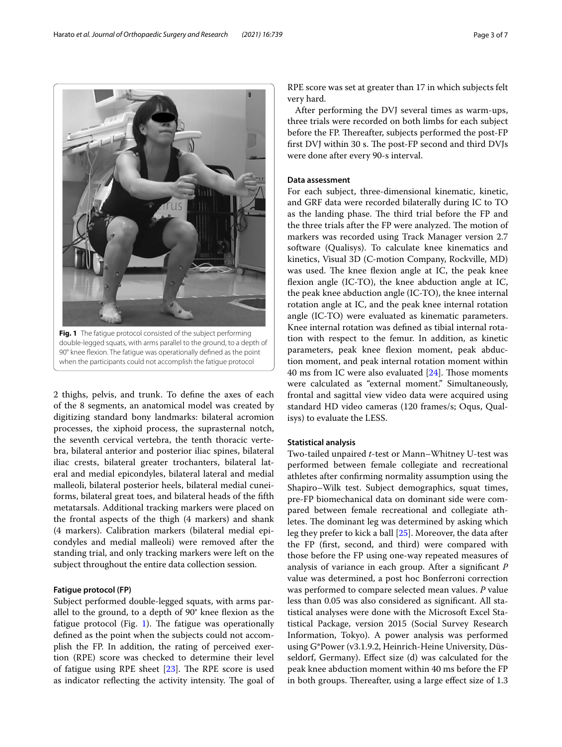**Fig. 1** The fatigue protocol consisted of the subject performing double-legged squats, with arms parallel to the ground, to a depth of 90° knee flexion. The fatigue was operationally defined as the point when the participants could not accomplish the fatigue protocol

2 thighs, pelvis, and trunk. To define the axes of each of the 8 segments, an anatomical model was created by digitizing standard bony landmarks: bilateral acromion processes, the xiphoid process, the suprasternal notch, the seventh cervical vertebra, the tenth thoracic vertebra, bilateral anterior and posterior iliac spines, bilateral iliac crests, bilateral greater trochanters, bilateral lateral and medial epicondyles, bilateral lateral and medial malleoli, bilateral posterior heels, bilateral medial cuneiforms, bilateral great toes, and bilateral heads of the fifth metatarsals. Additional tracking markers were placed on the frontal aspects of the thigh (4 markers) and shank (4 markers). Calibration markers (bilateral medial epicondyles and medial malleoli) were removed after the standing trial, and only tracking markers were left on the subject throughout the entire data collection session.

### Fatigue protocol (FP)

Subject performed double-legged squats, with arms parallel to the ground, to a depth of 90° knee flexion as the fatigue protocol (Fig. 1). The fatigue was operationally defined as the point when the subjects could not accomplish the FP. In addition, the rating of perceived exertion (RPE) score was checked to determine their level of fatigue using RPE sheet [23]. The RPE score is used as indicator reflecting the activity intensity. The goal of RPE score was set at greater than 17 in which subjects felt very hard.

After performing the DVJ several times as warm-ups, three trials were recorded on both limbs for each subject before the FP. Thereafter, subjects performed the post-FP first DVJ within 30 s. The post-FP second and third DVJs were done after every 90-s interval.

### Data assessment

For each subject, three-dimensional kinematic, kinetic, and GRF data were recorded bilaterally during IC to TO as the landing phase. The third trial before the FP and the three trials after the FP were analyzed. The motion of markers was recorded using Track Manager version 2.7 software (Qualisys). To calculate knee kinematics and kinetics, Visual 3D (C-motion Company, Rockville, MD) was used. The knee flexion angle at IC, the peak knee flexion angle (IC-TO), the knee abduction angle at IC, the peak knee abduction angle (IC-TO), the knee internal rotation angle at IC, and the peak knee internal rotation angle (IC-TO) were evaluated as kinematic parameters. Knee internal rotation was defined as tibial internal rotation with respect to the femur. In addition, as kinetic parameters, peak knee flexion moment, peak abduction moment, and peak internal rotation moment within 40 ms from IC were also evaluated [24]. Those moments were calculated as "external moment." Simultaneously, frontal and sagittal view video data were acquired using standard HD video cameras (120 frames/s; Oqus, Qualisys) to evaluate the LESS.

### Statistical analysis

Two-tailed unpaired *t*-test or Mann–Whitney U-test was performed between female collegiate and recreational athletes after confirming normality assumption using the Shapiro–Wilk test. Subject demographics, squat times, pre-FP biomechanical data on dominant side were compared between female recreational and collegiate athletes. The dominant leg was determined by asking which leg they prefer to kick a ball [25]. Moreover, the data after the FP (first, second, and third) were compared with those before the FP using one-way repeated measures of analysis of variance in each group. After a significant *P* value was determined, a post hoc Bonferroni correction was performed to compare selected mean values. *P* value less than 0.05 was also considered as significant. All statistical analyses were done with the Microsoft Excel Statistical Package, version 2015 (Social Survey Research Information, Tokyo). A power analysis was performed using G*Power (v3.1.9.2, Heinrich-Heine University, Düsseldorf, Germany). Effect size (d) was calculated for the peak knee abduction moment within 40 ms before the FP in both groups. Thereafter, using a large effect size of 1.3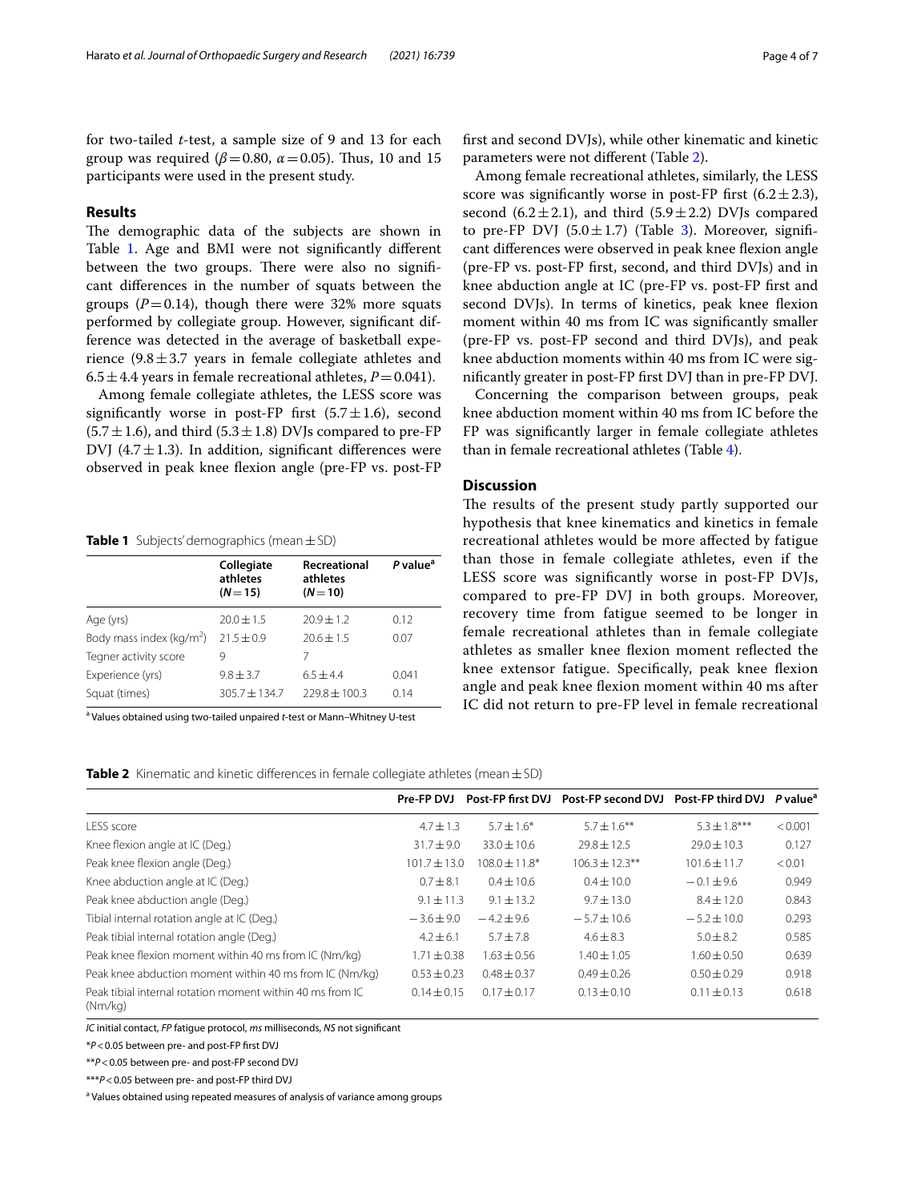for two-tailed *t*-test, a sample size of 9 and 13 for each group was required ($\beta = 0.80$, $\alpha = 0.05$). Thus, 10 and 15 participants were used in the present study.

## Results

The demographic data of the subjects are shown in Table 1. Age and BMI were not significantly different between the two groups. There were also no significant differences in the number of squats between the groups ($P = 0.14$), though there were 32% more squats performed by collegiate group. However, significant difference was detected in the average of basketball experience ($9.8 \pm 3.7$ years in female collegiate athletes and $6.5 \pm 4.4$ years in female recreational athletes, $P = 0.041$).

Among female collegiate athletes, the LESS score was significantly worse in post-FP first ($5.7 \pm 1.6$), second ($5.7 \pm 1.6$), and third ($5.3 \pm 1.8$) DVJs compared to pre-FP DVJ ($4.7 \pm 1.3$). In addition, significant differences were observed in peak knee flexion angle (pre-FP vs. post-FP first and second DVJs), while other kinematic and kinetic parameters were not different (Table 2).

Among female recreational athletes, similarly, the LESS score was significantly worse in post-FP first ($6.2 \pm 2.3$), second ($6.2 \pm 2.1$), and third ($5.9 \pm 2.2$) DVJs compared to pre-FP DVJ ($5.0 \pm 1.7$) (Table 3). Moreover, significant differences were observed in peak knee flexion angle (pre-FP vs. post-FP first, second, and third DVJs) and in knee abduction angle at IC (pre-FP vs. post-FP first and second DVJs). In terms of kinetics, peak knee flexion moment within 40 ms from IC was significantly smaller (pre-FP vs. post-FP second and third DVJs), and peak knee abduction moments within 40 ms from IC were significantly greater in post-FP first DVJ than in pre-FP DVJ.

Concerning the comparison between groups, peak knee abduction moment within 40 ms from IC before the FP was significantly larger in female collegiate athletes than in female recreational athletes (Table 4).

**Table 1** Subjects' demographics (mean ± SD)

| | Collegiate athletes ($N = 15$) | Recreational athletes ($N = 10$) | *P* value[a] |
|---|---|---|---|
| Age (yrs) | 20.0 ± 1.5 | 20.9 ± 1.2 | 0.12 |
| Body mass index (kg/m$^2$) | 21.5 ± 0.9 | 20.6 ± 1.5 | 0.07 |
| Tegner activity score | 9 | 7 | |
| Experience (yrs) | 9.8 ± 3.7 | 6.5 ± 4.4 | 0.041 |
| Squat (times) | 305.7 ± 134.7 | 229.8 ± 100.3 | 0.14 |

[a] Values obtained using two-tailed unpaired *t*-test or Mann–Whitney U-test

## Discussion

The results of the present study partly supported our hypothesis that knee kinematics and kinetics in female recreational athletes would be more affected by fatigue than those in female collegiate athletes, even if the LESS score was significantly worse in post-FP DVJs, compared to pre-FP DVJ in both groups. Moreover, recovery time from fatigue seemed to be longer in female recreational athletes than in female collegiate athletes as smaller knee flexion moment reflected the knee extensor fatigue. Specifically, peak knee flexion angle and peak knee flexion moment within 40 ms after IC did not return to pre-FP level in female recreational

**Table 2** Kinematic and kinetic differences in female collegiate athletes (mean ± SD)

| | Pre-FP DVJ | Post-FP first DVJ | Post-FP second DVJ | Post-FP third DVJ | *P* value[a] |
|---|---|---|---|---|---|
| LESS score | 4.7 ± 1.3 | 5.7 ± 1.6* | 5.7 ± 1.6** | 5.3 ± 1.8*** | < 0.001 |
| Knee flexion angle at IC (Deg.) | 31.7 ± 9.0 | 33.0 ± 10.6 | 29.8 ± 12.5 | 29.0 ± 10.3 | 0.127 |
| Peak knee flexion angle (Deg.) | 101.7 ± 13.0 | 108.0 ± 11.8* | 106.3 ± 12.3** | 101.6 ± 11.7 | < 0.01 |
| Knee abduction angle at IC (Deg.) | 0.7 ± 8.1 | 0.4 ± 10.6 | 0.4 ± 10.0 | −0.1 ± 9.6 | 0.949 |
| Peak knee abduction angle (Deg.) | 9.1 ± 11.3 | 9.1 ± 13.2 | 9.7 ± 13.0 | 8.4 ± 12.0 | 0.843 |
| Tibial internal rotation angle at IC (Deg.) | −3.6 ± 9.0 | −4.2 ± 9.6 | −5.7 ± 10.6 | −5.2 ± 10.0 | 0.293 |
| Peak tibial internal rotation angle (Deg.) | 4.2 ± 6.1 | 5.7 ± 7.8 | 4.6 ± 8.3 | 5.0 ± 8.2 | 0.585 |
| Peak knee flexion moment within 40 ms from IC (Nm/kg) | 1.71 ± 0.38 | 1.63 ± 0.56 | 1.40 ± 1.05 | 1.60 ± 0.50 | 0.639 |
| Peak knee abduction moment within 40 ms from IC (Nm/kg) | 0.53 ± 0.23 | 0.48 ± 0.37 | 0.49 ± 0.26 | 0.50 ± 0.29 | 0.918 |
| Peak tibial internal rotation moment within 40 ms from IC (Nm/kg) | 0.14 ± 0.15 | 0.17 ± 0.17 | 0.13 ± 0.10 | 0.11 ± 0.13 | 0.618 |

*IC* initial contact, *FP* fatigue protocol, *ms* milliseconds, *NS* not significant

*$P < 0.05$ between pre- and post-FP first DVJ

**$P < 0.05$ between pre- and post-FP second DVJ

***$P < 0.05$ between pre- and post-FP third DVJ

[a] Values obtained using repeated measures of analysis of variance among groups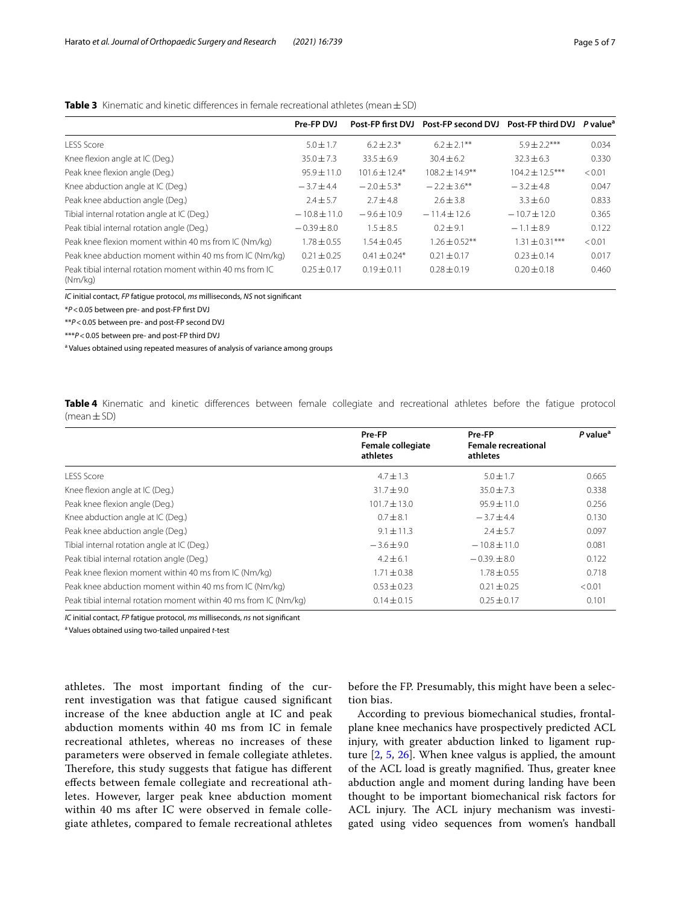**Table 3** Kinematic and kinetic differences in female recreational athletes (mean ± SD)

| | Pre-FP DVJ | Post-FP first DVJ | Post-FP second DVJ | Post-FP third DVJ | P value[a] |
|---|---|---|---|---|---|
| LESS Score | 5.0 ± 1.7 | 6.2 ± 2.3* | 6.2 ± 2.1** | 5.9 ± 2.2*** | 0.034 |
| Knee flexion angle at IC (Deg.) | 35.0 ± 7.3 | 33.5 ± 6.9 | 30.4 ± 6.2 | 32.3 ± 6.3 | 0.330 |
| Peak knee flexion angle (Deg.) | 95.9 ± 11.0 | 101.6 ± 12.4* | 108.2 ± 14.9** | 104.2 ± 12.5*** | < 0.01 |
| Knee abduction angle at IC (Deg.) | − 3.7 ± 4.4 | − 2.0 ± 5.3* | − 2.2 ± 3.6** | − 3.2 ± 4.8 | 0.047 |
| Peak knee abduction angle (Deg.) | 2.4 ± 5.7 | 2.7 ± 4.8 | 2.6 ± 3.8 | 3.3 ± 6.0 | 0.833 |
| Tibial internal rotation angle at IC (Deg.) | − 10.8 ± 11.0 | − 9.6 ± 10.9 | − 11.4 ± 12.6 | − 10.7 ± 12.0 | 0.365 |
| Peak tibial internal rotation angle (Deg.) | − 0.39 ± 8.0 | 1.5 ± 8.5 | 0.2 ± 9.1 | − 1.1 ± 8.9 | 0.122 |
| Peak knee flexion moment within 40 ms from IC (Nm/kg) | 1.78 ± 0.55 | 1.54 ± 0.45 | 1.26 ± 0.52** | 1.31 ± 0.31*** | < 0.01 |
| Peak knee abduction moment within 40 ms from IC (Nm/kg) | 0.21 ± 0.25 | 0.41 ± 0.24* | 0.21 ± 0.17 | 0.23 ± 0.14 | 0.017 |
| Peak tibial internal rotation moment within 40 ms from IC (Nm/kg) | 0.25 ± 0.17 | 0.19 ± 0.11 | 0.28 ± 0.19 | 0.20 ± 0.18 | 0.460 |

*IC* initial contact, *FP* fatigue protocol, *ms* milliseconds, *NS* not significant

*$P < 0.05$ between pre- and post-FP first DVJ

**$P < 0.05$ between pre- and post-FP second DVJ

***$P < 0.05$ between pre- and post-FP third DVJ

[a] Values obtained using repeated measures of analysis of variance among groups

**Table 4** Kinematic and kinetic differences between female collegiate and recreational athletes before the fatigue protocol (mean ± SD)

| | Pre-FP Female collegiate athletes | Pre-FP Female recreational athletes | P value[a] |
|---|---|---|---|
| LESS Score | 4.7 ± 1.3 | 5.0 ± 1.7 | 0.665 |
| Knee flexion angle at IC (Deg.) | 31.7 ± 9.0 | 35.0 ± 7.3 | 0.338 |
| Peak knee flexion angle (Deg.) | 101.7 ± 13.0 | 95.9 ± 11.0 | 0.256 |
| Knee abduction angle at IC (Deg.) | 0.7 ± 8.1 | − 3.7 ± 4.4 | 0.130 |
| Peak knee abduction angle (Deg.) | 9.1 ± 11.3 | 2.4 ± 5.7 | 0.097 |
| Tibial internal rotation angle at IC (Deg.) | − 3.6 ± 9.0 | − 10.8 ± 11.0 | 0.081 |
| Peak tibial internal rotation angle (Deg.) | 4.2 ± 6.1 | − 0.39. ± 8.0 | 0.122 |
| Peak knee flexion moment within 40 ms from IC (Nm/kg) | 1.71 ± 0.38 | 1.78 ± 0.55 | 0.718 |
| Peak knee abduction moment within 40 ms from IC (Nm/kg) | 0.53 ± 0.23 | 0.21 ± 0.25 | < 0.01 |
| Peak tibial internal rotation moment within 40 ms from IC (Nm/kg) | 0.14 ± 0.15 | 0.25 ± 0.17 | 0.101 |

*IC* initial contact, *FP* fatigue protocol, *ms* milliseconds, *ns* not significant

[a] Values obtained using two-tailed unpaired *t*-test

athletes. The most important finding of the current investigation was that fatigue caused significant increase of the knee abduction angle at IC and peak abduction moments within 40 ms from IC in female recreational athletes, whereas no increases of these parameters were observed in female collegiate athletes. Therefore, this study suggests that fatigue has different effects between female collegiate and recreational athletes. However, larger peak knee abduction moment within 40 ms after IC were observed in female collegiate athletes, compared to female recreational athletes before the FP. Presumably, this might have been a selection bias.

According to previous biomechanical studies, frontal-plane knee mechanics have prospectively predicted ACL injury, with greater abduction linked to ligament rupture [2, 5, 26]. When knee valgus is applied, the amount of the ACL load is greatly magnified. Thus, greater knee abduction angle and moment during landing have been thought to be important biomechanical risk factors for ACL injury. The ACL injury mechanism was investigated using video sequences from women's handball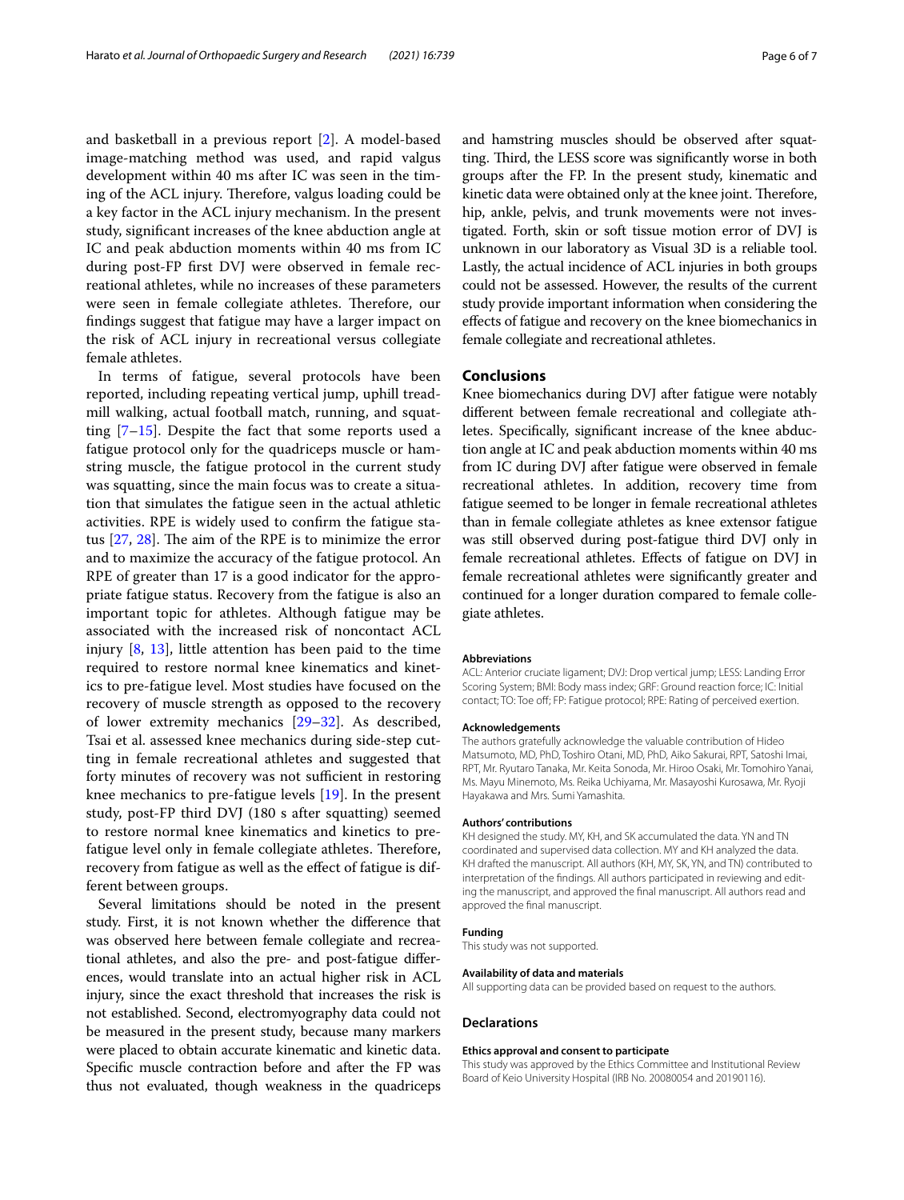and basketball in a previous report [2]. A model-based image-matching method was used, and rapid valgus development within 40 ms after IC was seen in the timing of the ACL injury. Therefore, valgus loading could be a key factor in the ACL injury mechanism. In the present study, significant increases of the knee abduction angle at IC and peak abduction moments within 40 ms from IC during post-FP first DVJ were observed in female recreational athletes, while no increases of these parameters were seen in female collegiate athletes. Therefore, our findings suggest that fatigue may have a larger impact on the risk of ACL injury in recreational versus collegiate female athletes.

In terms of fatigue, several protocols have been reported, including repeating vertical jump, uphill treadmill walking, actual football match, running, and squatting [7–15]. Despite the fact that some reports used a fatigue protocol only for the quadriceps muscle or hamstring muscle, the fatigue protocol in the current study was squatting, since the main focus was to create a situation that simulates the fatigue seen in the actual athletic activities. RPE is widely used to confirm the fatigue status [27, 28]. The aim of the RPE is to minimize the error and to maximize the accuracy of the fatigue protocol. An RPE of greater than 17 is a good indicator for the appropriate fatigue status. Recovery from the fatigue is also an important topic for athletes. Although fatigue may be associated with the increased risk of noncontact ACL injury [8, 13], little attention has been paid to the time required to restore normal knee kinematics and kinetics to pre-fatigue level. Most studies have focused on the recovery of muscle strength as opposed to the recovery of lower extremity mechanics [29–32]. As described, Tsai et al. assessed knee mechanics during side-step cutting in female recreational athletes and suggested that forty minutes of recovery was not sufficient in restoring knee mechanics to pre-fatigue levels [19]. In the present study, post-FP third DVJ (180 s after squatting) seemed to restore normal knee kinematics and kinetics to pre-fatigue level only in female collegiate athletes. Therefore, recovery from fatigue as well as the effect of fatigue is different between groups.

Several limitations should be noted in the present study. First, it is not known whether the difference that was observed here between female collegiate and recreational athletes, and also the pre- and post-fatigue differences, would translate into an actual higher risk in ACL injury, since the exact threshold that increases the risk is not established. Second, electromyography data could not be measured in the present study, because many markers were placed to obtain accurate kinematic and kinetic data. Specific muscle contraction before and after the FP was thus not evaluated, though weakness in the quadriceps and hamstring muscles should be observed after squatting. Third, the LESS score was significantly worse in both groups after the FP. In the present study, kinematic and kinetic data were obtained only at the knee joint. Therefore, hip, ankle, pelvis, and trunk movements were not investigated. Forth, skin or soft tissue motion error of DVJ is unknown in our laboratory as Visual 3D is a reliable tool. Lastly, the actual incidence of ACL injuries in both groups could not be assessed. However, the results of the current study provide important information when considering the effects of fatigue and recovery on the knee biomechanics in female collegiate and recreational athletes.

## Conclusions

Knee biomechanics during DVJ after fatigue were notably different between female recreational and collegiate athletes. Specifically, significant increase of the knee abduction angle at IC and peak abduction moments within 40 ms from IC during DVJ after fatigue were observed in female recreational athletes. In addition, recovery time from fatigue seemed to be longer in female recreational athletes than in female collegiate athletes as knee extensor fatigue was still observed during post-fatigue third DVJ only in female recreational athletes. Effects of fatigue on DVJ in female recreational athletes were significantly greater and continued for a longer duration compared to female collegiate athletes.

#### Abbreviations

ACL: Anterior cruciate ligament; DVJ: Drop vertical jump; LESS: Landing Error Scoring System; BMI: Body mass index; GRF: Ground reaction force; IC: Initial contact; TO: Toe off; FP: Fatigue protocol; RPE: Rating of perceived exertion.

#### Acknowledgements

The authors gratefully acknowledge the valuable contribution of Hideo Matsumoto, MD, PhD, Toshiro Otani, MD, PhD, Aiko Sakurai, RPT, Satoshi Imai, RPT, Mr. Ryutaro Tanaka, Mr. Keita Sonoda, Mr. Hiroo Osaki, Mr. Tomohiro Yanai, Ms. Mayu Minemoto, Ms. Reika Uchiyama, Mr. Masayoshi Kurosawa, Mr. Ryoji Hayakawa and Mrs. Sumi Yamashita.

#### Authors' contributions

KH designed the study. MY, KH, and SK accumulated the data. YN and TN coordinated and supervised data collection. MY and KH analyzed the data. KH drafted the manuscript. All authors (KH, MY, SK, YN, and TN) contributed to interpretation of the findings. All authors participated in reviewing and editing the manuscript, and approved the final manuscript. All authors read and approved the final manuscript.

#### Funding

This study was not supported.

#### Availability of data and materials

All supporting data can be provided based on request to the authors.

### Declarations

#### Ethics approval and consent to participate

This study was approved by the Ethics Committee and Institutional Review Board of Keio University Hospital (IRB No. 20080054 and 20190116).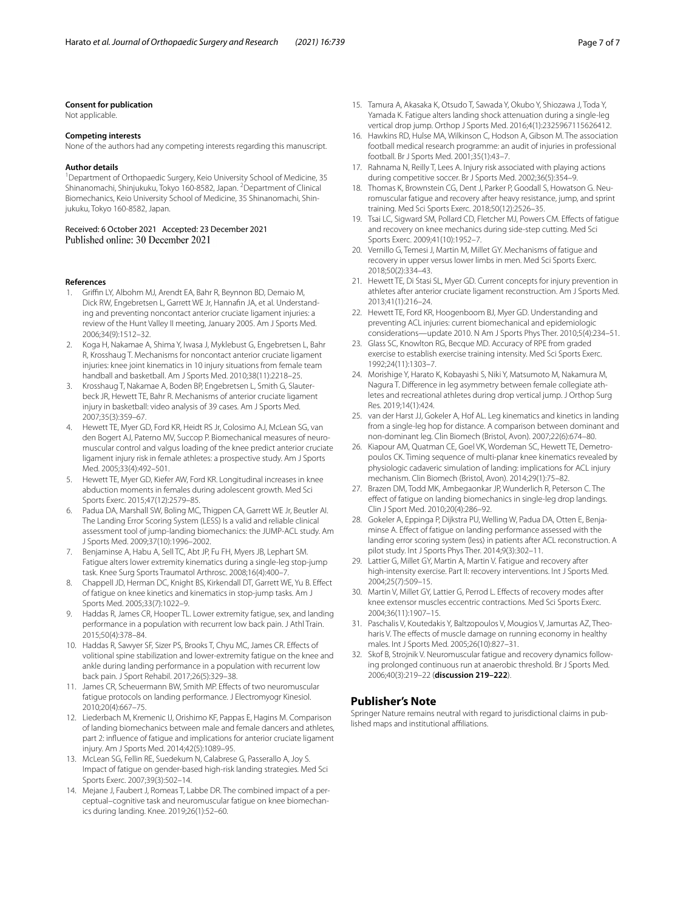#### Consent for publication

Not applicable.

#### Competing interests

None of the authors had any competing interests regarding this manuscript.

#### Author details

[1]Department of Orthopaedic Surgery, Keio University School of Medicine, 35 Shinanomachi, Shinjukuku, Tokyo 160-8582, Japan. [2]Department of Clinical Biomechanics, Keio University School of Medicine, 35 Shinanomachi, Shinjukuku, Tokyo 160-8582, Japan.

Received: 6 October 2021 Accepted: 23 December 2021
Published online: 30 December 2021

#### References

1. Griffin LY, Albohm MJ, Arendt EA, Bahr R, Beynnon BD, Demaio M, Dick RW, Engebretsen L, Garrett WE Jr, Hannafin JA, et al. Understanding and preventing noncontact anterior cruciate ligament injuries: a review of the Hunt Valley II meeting, January 2005. Am J Sports Med. 2006;34(9):1512–32.
2. Koga H, Nakamae A, Shima Y, Iwasa J, Myklebust G, Engebretsen L, Bahr R, Krosshaug T. Mechanisms for noncontact anterior cruciate ligament injuries: knee joint kinematics in 10 injury situations from female team handball and basketball. Am J Sports Med. 2010;38(11):2218–25.
3. Krosshaug T, Nakamae A, Boden BP, Engebretsen L, Smith G, Slauterbeck JR, Hewett TE, Bahr R. Mechanisms of anterior cruciate ligament injury in basketball: video analysis of 39 cases. Am J Sports Med. 2007;35(3):359–67.
4. Hewett TE, Myer GD, Ford KR, Heidt RS Jr, Colosimo AJ, McLean SG, van den Bogert AJ, Paterno MV, Succop P. Biomechanical measures of neuromuscular control and valgus loading of the knee predict anterior cruciate ligament injury risk in female athletes: a prospective study. Am J Sports Med. 2005;33(4):492–501.
5. Hewett TE, Myer GD, Kiefer AW, Ford KR. Longitudinal increases in knee abduction moments in females during adolescent growth. Med Sci Sports Exerc. 2015;47(12):2579–85.
6. Padua DA, Marshall SW, Boling MC, Thigpen CA, Garrett WE Jr, Beutler AI. The Landing Error Scoring System (LESS) Is a valid and reliable clinical assessment tool of jump-landing biomechanics: the JUMP-ACL study. Am J Sports Med. 2009;37(10):1996–2002.
7. Benjaminse A, Habu A, Sell TC, Abt JP, Fu FH, Myers JB, Lephart SM. Fatigue alters lower extremity kinematics during a single-leg stop-jump task. Knee Surg Sports Traumatol Arthrosc. 2008;16(4):400–7.
8. Chappell JD, Herman DC, Knight BS, Kirkendall DT, Garrett WE, Yu B. Effect of fatigue on knee kinetics and kinematics in stop-jump tasks. Am J Sports Med. 2005;33(7):1022–9.
9. Haddas R, James CR, Hooper TL. Lower extremity fatigue, sex, and landing performance in a population with recurrent low back pain. J Athl Train. 2015;50(4):378–84.
10. Haddas R, Sawyer SF, Sizer PS, Brooks T, Chyu MC, James CR. Effects of volitional spine stabilization and lower-extremity fatigue on the knee and ankle during landing performance in a population with recurrent low back pain. J Sport Rehabil. 2017;26(5):329–38.
11. James CR, Scheuermann BW, Smith MP. Effects of two neuromuscular fatigue protocols on landing performance. J Electromyogr Kinesiol. 2010;20(4):667–75.
12. Liederbach M, Kremenic IJ, Orishimo KF, Pappas E, Hagins M. Comparison of landing biomechanics between male and female dancers and athletes, part 2: influence of fatigue and implications for anterior cruciate ligament injury. Am J Sports Med. 2014;42(5):1089–95.
13. McLean SG, Fellin RE, Suedekum N, Calabrese G, Passerallo A, Joy S. Impact of fatigue on gender-based high-risk landing strategies. Med Sci Sports Exerc. 2007;39(3):502–14.
14. Mejane J, Faubert J, Romeas T, Labbe DR. The combined impact of a perceptual–cognitive task and neuromuscular fatigue on knee biomechanics during landing. Knee. 2019;26(1):52–60.
15. Tamura A, Akasaka K, Otsudo T, Sawada Y, Okubo Y, Shiozawa J, Toda Y, Yamada K. Fatigue alters landing shock attenuation during a single-leg vertical drop jump. Orthop J Sports Med. 2016;4(1):2325967115626412.
16. Hawkins RD, Hulse MA, Wilkinson C, Hodson A, Gibson M. The association football medical research programme: an audit of injuries in professional football. Br J Sports Med. 2001;35(1):43–7.
17. Rahnama N, Reilly T, Lees A. Injury risk associated with playing actions during competitive soccer. Br J Sports Med. 2002;36(5):354–9.
18. Thomas K, Brownstein CG, Dent J, Parker P, Goodall S, Howatson G. Neuromuscular fatigue and recovery after heavy resistance, jump, and sprint training. Med Sci Sports Exerc. 2018;50(12):2526–35.
19. Tsai LC, Sigward SM, Pollard CD, Fletcher MJ, Powers CM. Effects of fatigue and recovery on knee mechanics during side-step cutting. Med Sci Sports Exerc. 2009;41(10):1952–7.
20. Vernillo G, Temesi J, Martin M, Millet GY. Mechanisms of fatigue and recovery in upper versus lower limbs in men. Med Sci Sports Exerc. 2018;50(2):334–43.
21. Hewett TE, Di Stasi SL, Myer GD. Current concepts for injury prevention in athletes after anterior cruciate ligament reconstruction. Am J Sports Med. 2013;41(1):216–24.
22. Hewett TE, Ford KR, Hoogenboom BJ, Myer GD. Understanding and preventing ACL injuries: current biomechanical and epidemiologic considerations—update 2010. N Am J Sports Phys Ther. 2010;5(4):234–51.
23. Glass SC, Knowlton RG, Becque MD. Accuracy of RPE from graded exercise to establish exercise training intensity. Med Sci Sports Exerc. 1992;24(11):1303–7.
24. Morishige Y, Harato K, Kobayashi S, Niki Y, Matsumoto M, Nakamura M, Nagura T. Difference in leg asymmetry between female collegiate athletes and recreational athletes during drop vertical jump. J Orthop Surg Res. 2019;14(1):424.
25. van der Harst JJ, Gokeler A, Hof AL. Leg kinematics and kinetics in landing from a single-leg hop for distance. A comparison between dominant and non-dominant leg. Clin Biomech (Bristol, Avon). 2007;22(6):674–80.
26. Kiapour AM, Quatman CE, Goel VK, Wordeman SC, Hewett TE, Demetropoulos CK. Timing sequence of multi-planar knee kinematics revealed by physiologic cadaveric simulation of landing: implications for ACL injury mechanism. Clin Biomech (Bristol, Avon). 2014;29(1):75–82.
27. Brazen DM, Todd MK, Ambegaonkar JP, Wunderlich R, Peterson C. The effect of fatigue on landing biomechanics in single-leg drop landings. Clin J Sport Med. 2010;20(4):286–92.
28. Gokeler A, Eppinga P, Dijkstra PU, Welling W, Padua DA, Otten E, Benjaminse A. Effect of fatigue on landing performance assessed with the landing error scoring system (less) in patients after ACL reconstruction. A pilot study. Int J Sports Phys Ther. 2014;9(3):302–11.
29. Lattier G, Millet GY, Martin A, Martin V. Fatigue and recovery after high-intensity exercise. Part II: recovery interventions. Int J Sports Med. 2004;25(7):509–15.
30. Martin V, Millet GY, Lattier G, Perrod L. Effects of recovery modes after knee extensor muscles eccentric contractions. Med Sci Sports Exerc. 2004;36(11):1907–15.
31. Paschalis V, Koutedakis Y, Baltzopoulos V, Mougios V, Jamurtas AZ, Theoharis V. The effects of muscle damage on running economy in healthy males. Int J Sports Med. 2005;26(10):827–31.
32. Skof B, Strojnik V. Neuromuscular fatigue and recovery dynamics following prolonged continuous run at anaerobic threshold. Br J Sports Med. 2006;40(3):219–22 (**discussion 219–222**).

## Publisher's Note

Springer Nature remains neutral with regard to jurisdictional claims in published maps and institutional affiliations.